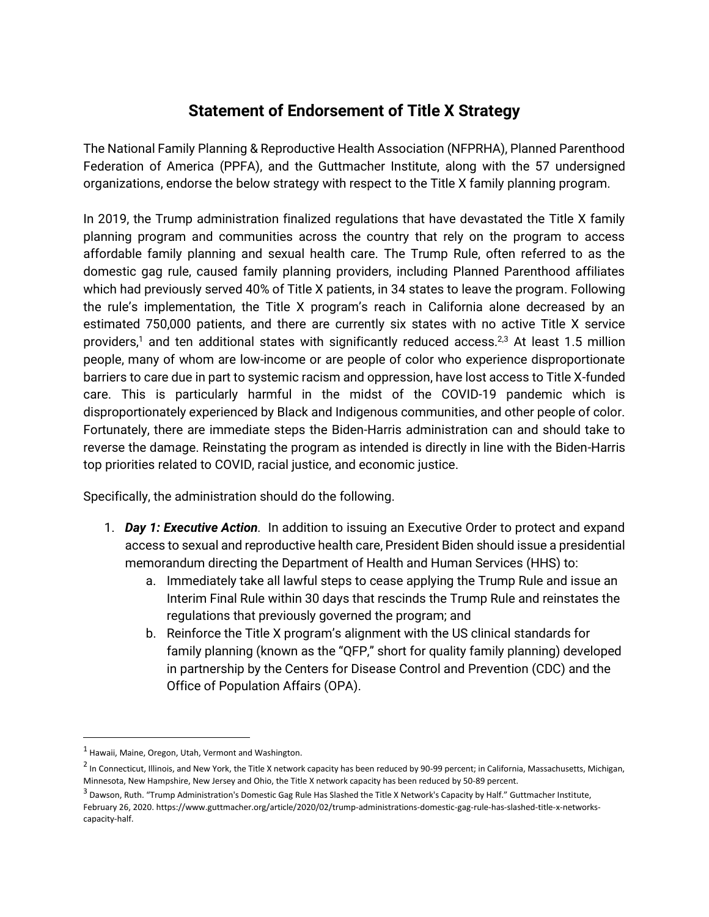# Statement of Endorsement of Title X Strategy

The National Family Planning & Reproductive Health Association (NFPRHA), Planned Parenthood Federation of America (PPFA), and the Guttmacher Institute, along with the 57 undersigned organizations, endorse the below strategy with respect to the Title X family planning program.

In 2019, the Trump administration finalized regulations that have devastated the Title X family planning program and communities across the country that rely on the program to access affordable family planning and sexual health care. The Trump Rule, often referred to as the domestic gag rule, caused family planning providers, including Planned Parenthood affiliates which had previously served 40% of Title X patients, in 34 states to leave the program. Following the rule's implementation, the Title X program's reach in California alone decreased by an estimated 750,000 patients, and there are currently six states with no active Title X service providers,[1] and ten additional states with significantly reduced access.[2,3] At least 1.5 million people, many of whom are low-income or are people of color who experience disproportionate barriers to care due in part to systemic racism and oppression, have lost access to Title X-funded care. This is particularly harmful in the midst of the COVID-19 pandemic which is disproportionately experienced by Black and Indigenous communities, and other people of color. Fortunately, there are immediate steps the Biden-Harris administration can and should take to reverse the damage. Reinstating the program as intended is directly in line with the Biden-Harris top priorities related to COVID, racial justice, and economic justice.

Specifically, the administration should do the following.

1. ***Day 1: Executive Action***. In addition to issuing an Executive Order to protect and expand access to sexual and reproductive health care, President Biden should issue a presidential memorandum directing the Department of Health and Human Services (HHS) to:
   a. Immediately take all lawful steps to cease applying the Trump Rule and issue an Interim Final Rule within 30 days that rescinds the Trump Rule and reinstates the regulations that previously governed the program; and
   b. Reinforce the Title X program's alignment with the US clinical standards for family planning (known as the "QFP," short for quality family planning) developed in partnership by the Centers for Disease Control and Prevention (CDC) and the Office of Population Affairs (OPA).

---

[1] Hawaii, Maine, Oregon, Utah, Vermont and Washington.

[2] In Connecticut, Illinois, and New York, the Title X network capacity has been reduced by 90-99 percent; in California, Massachusetts, Michigan, Minnesota, New Hampshire, New Jersey and Ohio, the Title X network capacity has been reduced by 50-89 percent.

[3] Dawson, Ruth. "Trump Administration's Domestic Gag Rule Has Slashed the Title X Network's Capacity by Half." Guttmacher Institute, February 26, 2020. https://www.guttmacher.org/article/2020/02/trump-administrations-domestic-gag-rule-has-slashed-title-x-networks-capacity-half.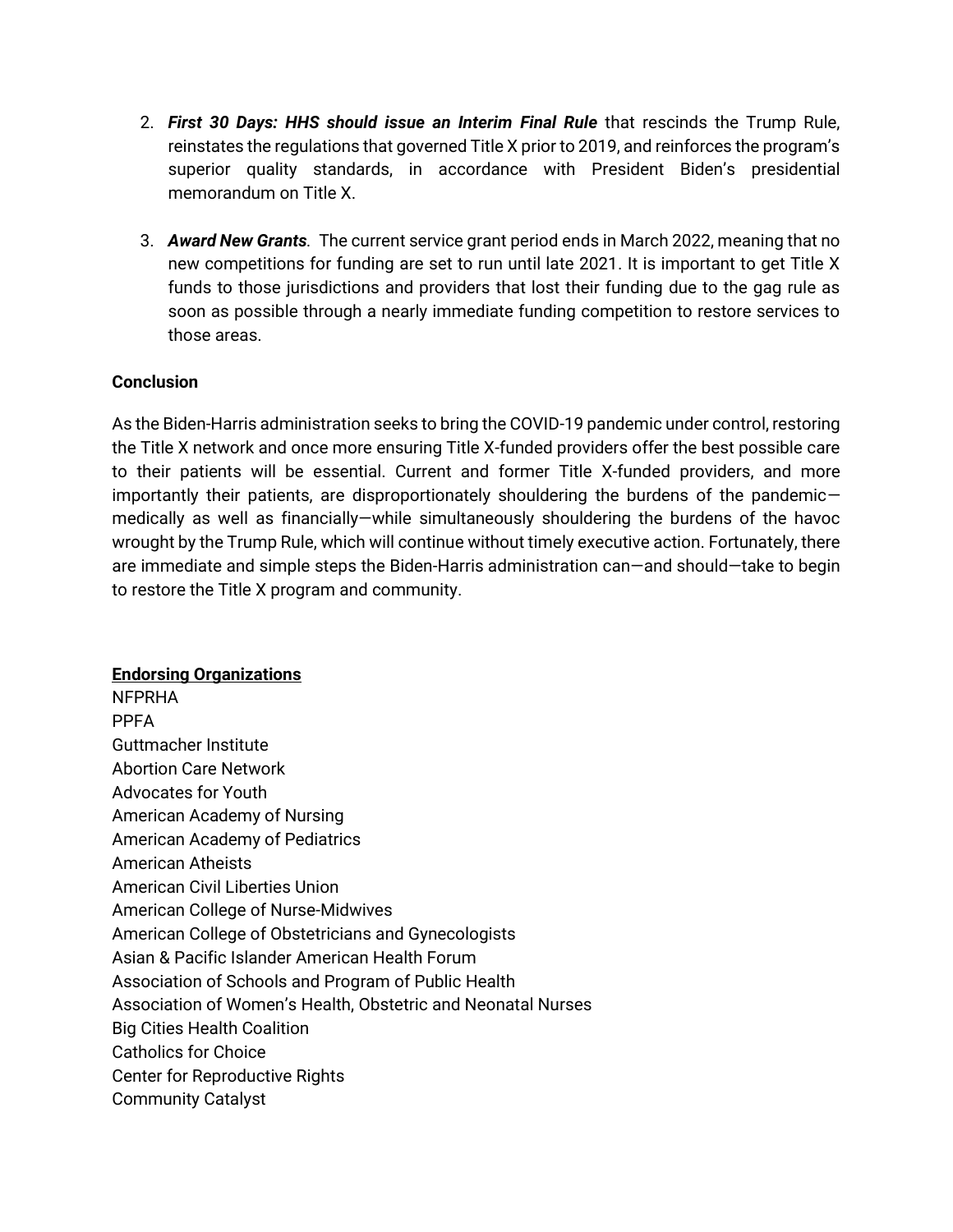2. ***First 30 Days: HHS should issue an Interim Final Rule*** that rescinds the Trump Rule, reinstates the regulations that governed Title X prior to 2019, and reinforces the program's superior quality standards, in accordance with President Biden's presidential memorandum on Title X.

3. ***Award New Grants***. The current service grant period ends in March 2022, meaning that no new competitions for funding are set to run until late 2021. It is important to get Title X funds to those jurisdictions and providers that lost their funding due to the gag rule as soon as possible through a nearly immediate funding competition to restore services to those areas.

**Conclusion**

As the Biden-Harris administration seeks to bring the COVID-19 pandemic under control, restoring the Title X network and once more ensuring Title X-funded providers offer the best possible care to their patients will be essential. Current and former Title X-funded providers, and more importantly their patients, are disproportionately shouldering the burdens of the pandemic—medically as well as financially—while simultaneously shouldering the burdens of the havoc wrought by the Trump Rule, which will continue without timely executive action. Fortunately, there are immediate and simple steps the Biden-Harris administration can—and should—take to begin to restore the Title X program and community.

**Endorsing Organizations**

NFPRHA
PPFA
Guttmacher Institute
Abortion Care Network
Advocates for Youth
American Academy of Nursing
American Academy of Pediatrics
American Atheists
American Civil Liberties Union
American College of Nurse-Midwives
American College of Obstetricians and Gynecologists
Asian & Pacific Islander American Health Forum
Association of Schools and Program of Public Health
Association of Women's Health, Obstetric and Neonatal Nurses
Big Cities Health Coalition
Catholics for Choice
Center for Reproductive Rights
Community Catalyst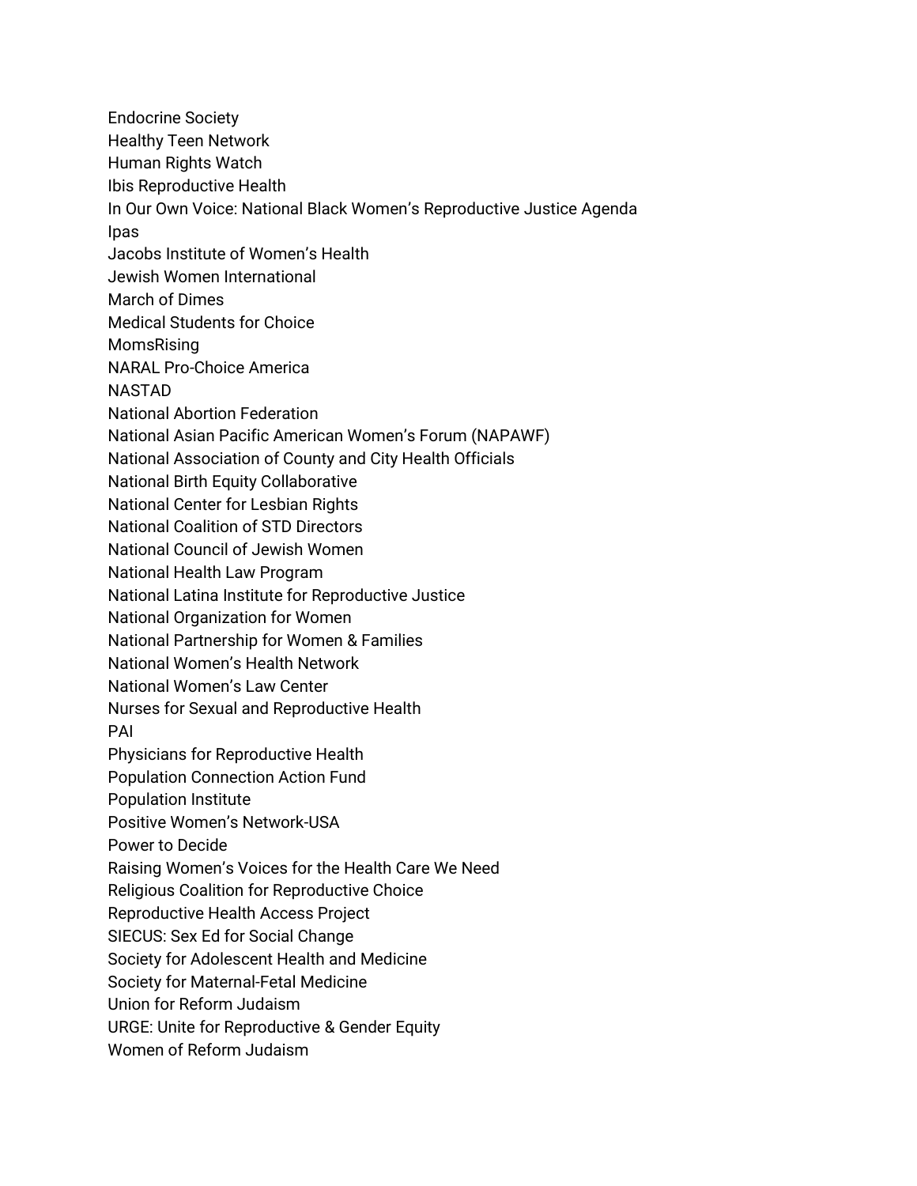Endocrine Society
Healthy Teen Network
Human Rights Watch
Ibis Reproductive Health
In Our Own Voice: National Black Women's Reproductive Justice Agenda
Ipas
Jacobs Institute of Women's Health
Jewish Women International
March of Dimes
Medical Students for Choice
MomsRising
NARAL Pro-Choice America
NASTAD
National Abortion Federation
National Asian Pacific American Women's Forum (NAPAWF)
National Association of County and City Health Officials
National Birth Equity Collaborative
National Center for Lesbian Rights
National Coalition of STD Directors
National Council of Jewish Women
National Health Law Program
National Latina Institute for Reproductive Justice
National Organization for Women
National Partnership for Women & Families
National Women's Health Network
National Women's Law Center
Nurses for Sexual and Reproductive Health
PAI
Physicians for Reproductive Health
Population Connection Action Fund
Population Institute
Positive Women's Network-USA
Power to Decide
Raising Women's Voices for the Health Care We Need
Religious Coalition for Reproductive Choice
Reproductive Health Access Project
SIECUS: Sex Ed for Social Change
Society for Adolescent Health and Medicine
Society for Maternal-Fetal Medicine
Union for Reform Judaism
URGE: Unite for Reproductive & Gender Equity
Women of Reform Judaism